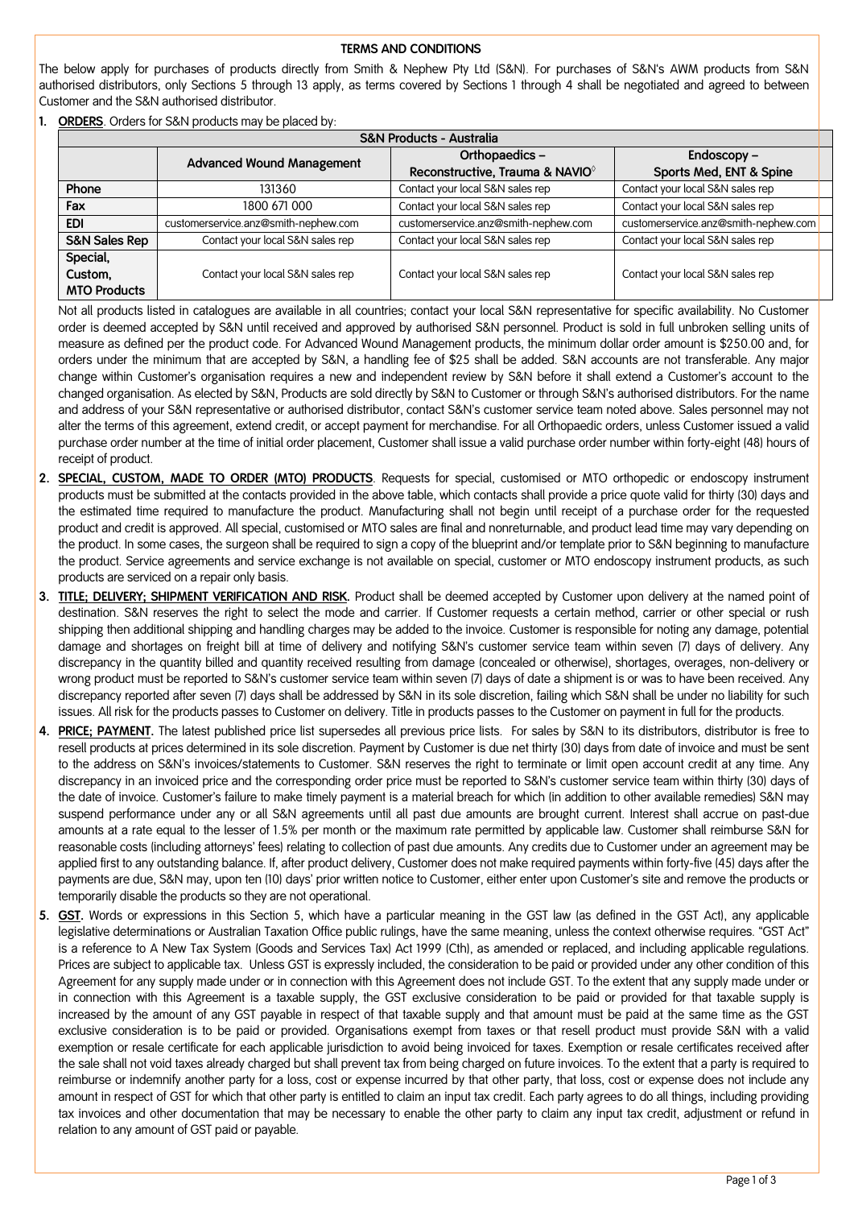# TERMS AND CONDITIONS

The below apply for purchases of products directly from Smith & Nephew Pty Ltd (S&N). For purchases of S&N's AWM products from S&N authorised distributors, only Sections 5 through 13 apply, as terms covered by Sections 1 through 4 shall be negotiated and agreed to between Customer and the S&N authorised distributor.

1. **ORDERS**. Orders for S&N products may be placed by:

| S&N Products - Australia | | | |
|---|---|---|---|
| | **Advanced Wound Management** | **Orthopaedics – Reconstructive, Trauma & NAVIO◊** | **Endoscopy – Sports Med, ENT & Spine** |
| **Phone** | 131360 | Contact your local S&N sales rep | Contact your local S&N sales rep |
| **Fax** | 1800 671 000 | Contact your local S&N sales rep | Contact your local S&N sales rep |
| **EDI** | customerservice.anz@smith-nephew.com | customerservice.anz@smith-nephew.com | customerservice.anz@smith-nephew.com |
| **S&N Sales Rep** | Contact your local S&N sales rep | Contact your local S&N sales rep | Contact your local S&N sales rep |
| **Special, Custom, MTO Products** | Contact your local S&N sales rep | Contact your local S&N sales rep | Contact your local S&N sales rep |

Not all products listed in catalogues are available in all countries; contact your local S&N representative for specific availability. No Customer order is deemed accepted by S&N until received and approved by authorised S&N personnel. Product is sold in full unbroken selling units of measure as defined per the product code. For Advanced Wound Management products, the minimum dollar order amount is $250.00 and, for orders under the minimum that are accepted by S&N, a handling fee of $25 shall be added. S&N accounts are not transferable. Any major change within Customer's organisation requires a new and independent review by S&N before it shall extend a Customer's account to the changed organisation. As elected by S&N, Products are sold directly by S&N to Customer or through S&N's authorised distributors. For the name and address of your S&N representative or authorised distributor, contact S&N's customer service team noted above. Sales personnel may not alter the terms of this agreement, extend credit, or accept payment for merchandise. For all Orthopaedic orders, unless Customer issued a valid purchase order number at the time of initial order placement, Customer shall issue a valid purchase order number within forty-eight (48) hours of receipt of product.

2. **SPECIAL, CUSTOM, MADE TO ORDER (MTO) PRODUCTS**. Requests for special, customised or MTO orthopedic or endoscopy instrument products must be submitted at the contacts provided in the above table, which contacts shall provide a price quote valid for thirty (30) days and the estimated time required to manufacture the product. Manufacturing shall not begin until receipt of a purchase order for the requested product and credit is approved. All special, customised or MTO sales are final and nonreturnable, and product lead time may vary depending on the product. In some cases, the surgeon shall be required to sign a copy of the blueprint and/or template prior to S&N beginning to manufacture the product. Service agreements and service exchange is not available on special, customer or MTO endoscopy instrument products, as such products are serviced on a repair only basis.

3. **TITLE; DELIVERY; SHIPMENT VERIFICATION AND RISK.** Product shall be deemed accepted by Customer upon delivery at the named point of destination. S&N reserves the right to select the mode and carrier. If Customer requests a certain method, carrier or other special or rush shipping then additional shipping and handling charges may be added to the invoice. Customer is responsible for noting any damage, potential damage and shortages on freight bill at time of delivery and notifying S&N's customer service team within seven (7) days of delivery. Any discrepancy in the quantity billed and quantity received resulting from damage (concealed or otherwise), shortages, overages, non-delivery or wrong product must be reported to S&N's customer service team within seven (7) days of date a shipment is or was to have been received. Any discrepancy reported after seven (7) days shall be addressed by S&N in its sole discretion, failing which S&N shall be under no liability for such issues. All risk for the products passes to Customer on delivery. Title in products passes to the Customer on payment in full for the products.

4. **PRICE; PAYMENT.** The latest published price list supersedes all previous price lists. For sales by S&N to its distributors, distributor is free to resell products at prices determined in its sole discretion. Payment by Customer is due net thirty (30) days from date of invoice and must be sent to the address on S&N's invoices/statements to Customer. S&N reserves the right to terminate or limit open account credit at any time. Any discrepancy in an invoiced price and the corresponding order price must be reported to S&N's customer service team within thirty (30) days of the date of invoice. Customer's failure to make timely payment is a material breach for which (in addition to other available remedies) S&N may suspend performance under any or all S&N agreements until all past due amounts are brought current. Interest shall accrue on past-due amounts at a rate equal to the lesser of 1.5% per month or the maximum rate permitted by applicable law. Customer shall reimburse S&N for reasonable costs (including attorneys' fees) relating to collection of past due amounts. Any credits due to Customer under an agreement may be applied first to any outstanding balance. If, after product delivery, Customer does not make required payments within forty-five (45) days after the payments are due, S&N may, upon ten (10) days' prior written notice to Customer, either enter upon Customer's site and remove the products or temporarily disable the products so they are not operational.

5. **GST.** Words or expressions in this Section 5, which have a particular meaning in the GST law (as defined in the GST Act), any applicable legislative determinations or Australian Taxation Office public rulings, have the same meaning, unless the context otherwise requires. "GST Act" is a reference to A New Tax System (Goods and Services Tax) Act 1999 (Cth), as amended or replaced, and including applicable regulations. Prices are subject to applicable tax. Unless GST is expressly included, the consideration to be paid or provided under any other condition of this Agreement for any supply made under or in connection with this Agreement does not include GST. To the extent that any supply made under or in connection with this Agreement is a taxable supply, the GST exclusive consideration to be paid or provided for that taxable supply is increased by the amount of any GST payable in respect of that taxable supply and that amount must be paid at the same time as the GST exclusive consideration is to be paid or provided. Organisations exempt from taxes or that resell product must provide S&N with a valid exemption or resale certificate for each applicable jurisdiction to avoid being invoiced for taxes. Exemption or resale certificates received after the sale shall not void taxes already charged but shall prevent tax from being charged on future invoices. To the extent that a party is required to reimburse or indemnify another party for a loss, cost or expense incurred by that other party, that loss, cost or expense does not include any amount in respect of GST for which that other party is entitled to claim an input tax credit. Each party agrees to do all things, including providing tax invoices and other documentation that may be necessary to enable the other party to claim any input tax credit, adjustment or refund in relation to any amount of GST paid or payable.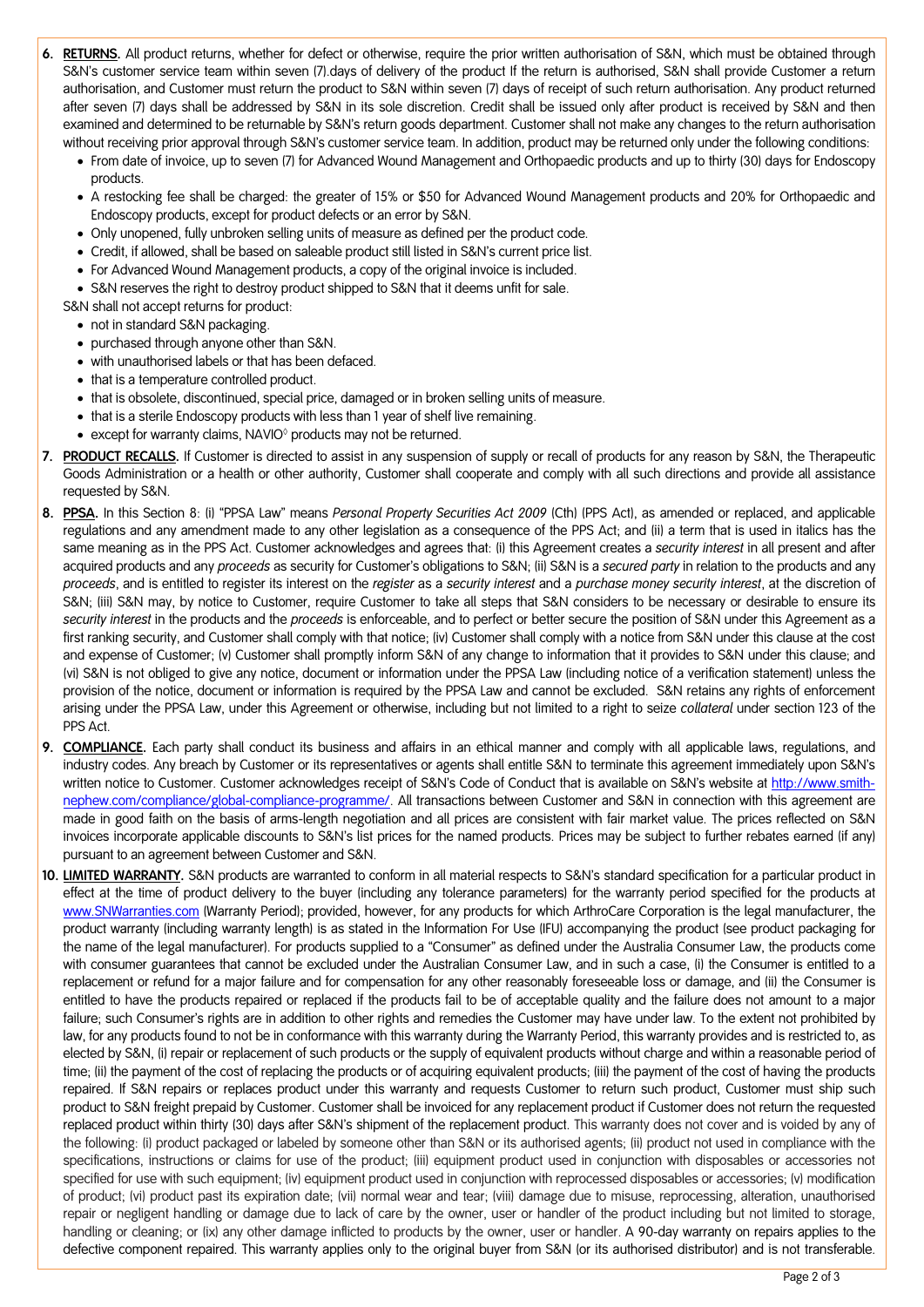6. **RETURNS.** All product returns, whether for defect or otherwise, require the prior written authorisation of S&N, which must be obtained through S&N's customer service team within seven (7).days of delivery of the product If the return is authorised, S&N shall provide Customer a return authorisation, and Customer must return the product to S&N within seven (7) days of receipt of such return authorisation. Any product returned after seven (7) days shall be addressed by S&N in its sole discretion. Credit shall be issued only after product is received by S&N and then examined and determined to be returnable by S&N's return goods department. Customer shall not make any changes to the return authorisation without receiving prior approval through S&N's customer service team. In addition, product may be returned only under the following conditions:
   - From date of invoice, up to seven (7) for Advanced Wound Management and Orthopaedic products and up to thirty (30) days for Endoscopy products.
   - A restocking fee shall be charged: the greater of 15% or $50 for Advanced Wound Management products and 20% for Orthopaedic and Endoscopy products, except for product defects or an error by S&N.
   - Only unopened, fully unbroken selling units of measure as defined per the product code.
   - Credit, if allowed, shall be based on saleable product still listed in S&N's current price list.
   - For Advanced Wound Management products, a copy of the original invoice is included.
   - S&N reserves the right to destroy product shipped to S&N that it deems unfit for sale.

   S&N shall not accept returns for product:
   - not in standard S&N packaging.
   - purchased through anyone other than S&N.
   - with unauthorised labels or that has been defaced.
   - that is a temperature controlled product.
   - that is obsolete, discontinued, special price, damaged or in broken selling units of measure.
   - that is a sterile Endoscopy products with less than 1 year of shelf live remaining.
   - except for warranty claims, NAVIO◊ products may not be returned.
7. **PRODUCT RECALLS.** If Customer is directed to assist in any suspension of supply or recall of products for any reason by S&N, the Therapeutic Goods Administration or a health or other authority, Customer shall cooperate and comply with all such directions and provide all assistance requested by S&N.
8. **PPSA.** In this Section 8: (i) "PPSA Law" means *Personal Property Securities Act 2009* (Cth) (PPS Act), as amended or replaced, and applicable regulations and any amendment made to any other legislation as a consequence of the PPS Act; and (ii) a term that is used in italics has the same meaning as in the PPS Act. Customer acknowledges and agrees that: (i) this Agreement creates a *security interest* in all present and after acquired products and any *proceeds* as security for Customer's obligations to S&N; (ii) S&N is a *secured party* in relation to the products and any *proceeds*, and is entitled to register its interest on the *register* as a *security interest* and a *purchase money security interest*, at the discretion of S&N; (iii) S&N may, by notice to Customer, require Customer to take all steps that S&N considers to be necessary or desirable to ensure its *security interest* in the products and the *proceeds* is enforceable, and to perfect or better secure the position of S&N under this Agreement as a first ranking security, and Customer shall comply with that notice; (iv) Customer shall comply with a notice from S&N under this clause at the cost and expense of Customer; (v) Customer shall promptly inform S&N of any change to information that it provides to S&N under this clause; and (vi) S&N is not obliged to give any notice, document or information under the PPSA Law (including notice of a verification statement) unless the provision of the notice, document or information is required by the PPSA Law and cannot be excluded. S&N retains any rights of enforcement arising under the PPSA Law, under this Agreement or otherwise, including but not limited to a right to seize *collateral* under section 123 of the PPS Act.
9. **COMPLIANCE.** Each party shall conduct its business and affairs in an ethical manner and comply with all applicable laws, regulations, and industry codes. Any breach by Customer or its representatives or agents shall entitle S&N to terminate this agreement immediately upon S&N's written notice to Customer. Customer acknowledges receipt of S&N's Code of Conduct that is available on S&N's website at http://www.smith-nephew.com/compliance/global-compliance-programme/. All transactions between Customer and S&N in connection with this agreement are made in good faith on the basis of arms-length negotiation and all prices are consistent with fair market value. The prices reflected on S&N invoices incorporate applicable discounts to S&N's list prices for the named products. Prices may be subject to further rebates earned (if any) pursuant to an agreement between Customer and S&N.
10. **LIMITED WARRANTY.** S&N products are warranted to conform in all material respects to S&N's standard specification for a particular product in effect at the time of product delivery to the buyer (including any tolerance parameters) for the warranty period specified for the products at www.SNWarranties.com (Warranty Period); provided, however, for any products for which ArthroCare Corporation is the legal manufacturer, the product warranty (including warranty length) is as stated in the Information For Use (IFU) accompanying the product (see product packaging for the name of the legal manufacturer). For products supplied to a "Consumer" as defined under the Australia Consumer Law, the products come with consumer guarantees that cannot be excluded under the Australian Consumer Law, and in such a case, (i) the Consumer is entitled to a replacement or refund for a major failure and for compensation for any other reasonably foreseeable loss or damage, and (ii) the Consumer is entitled to have the products repaired or replaced if the products fail to be of acceptable quality and the failure does not amount to a major failure; such Consumer's rights are in addition to other rights and remedies the Customer may have under law. To the extent not prohibited by law, for any products found to not be in conformance with this warranty during the Warranty Period, this warranty provides and is restricted to, as elected by S&N, (i) repair or replacement of such products or the supply of equivalent products without charge and within a reasonable period of time; (ii) the payment of the cost of replacing the products or of acquiring equivalent products; (iii) the payment of the cost of having the products repaired. If S&N repairs or replaces product under this warranty and requests Customer to return such product, Customer must ship such product to S&N freight prepaid by Customer. Customer shall be invoiced for any replacement product if Customer does not return the requested replaced product within thirty (30) days after S&N's shipment of the replacement product. This warranty does not cover and is voided by any of the following: (i) product packaged or labeled by someone other than S&N or its authorised agents; (ii) product not used in compliance with the specifications, instructions or claims for use of the product; (iii) equipment product used in conjunction with disposables or accessories not specified for use with such equipment; (iv) equipment product used in conjunction with reprocessed disposables or accessories; (v) modification of product; (vi) product past its expiration date; (vii) normal wear and tear; (viii) damage due to misuse, reprocessing, alteration, unauthorised repair or negligent handling or damage due to lack of care by the owner, user or handler of the product including but not limited to storage, handling or cleaning; or (ix) any other damage inflicted to products by the owner, user or handler. A 90-day warranty on repairs applies to the defective component repaired. This warranty applies only to the original buyer from S&N (or its authorised distributor) and is not transferable.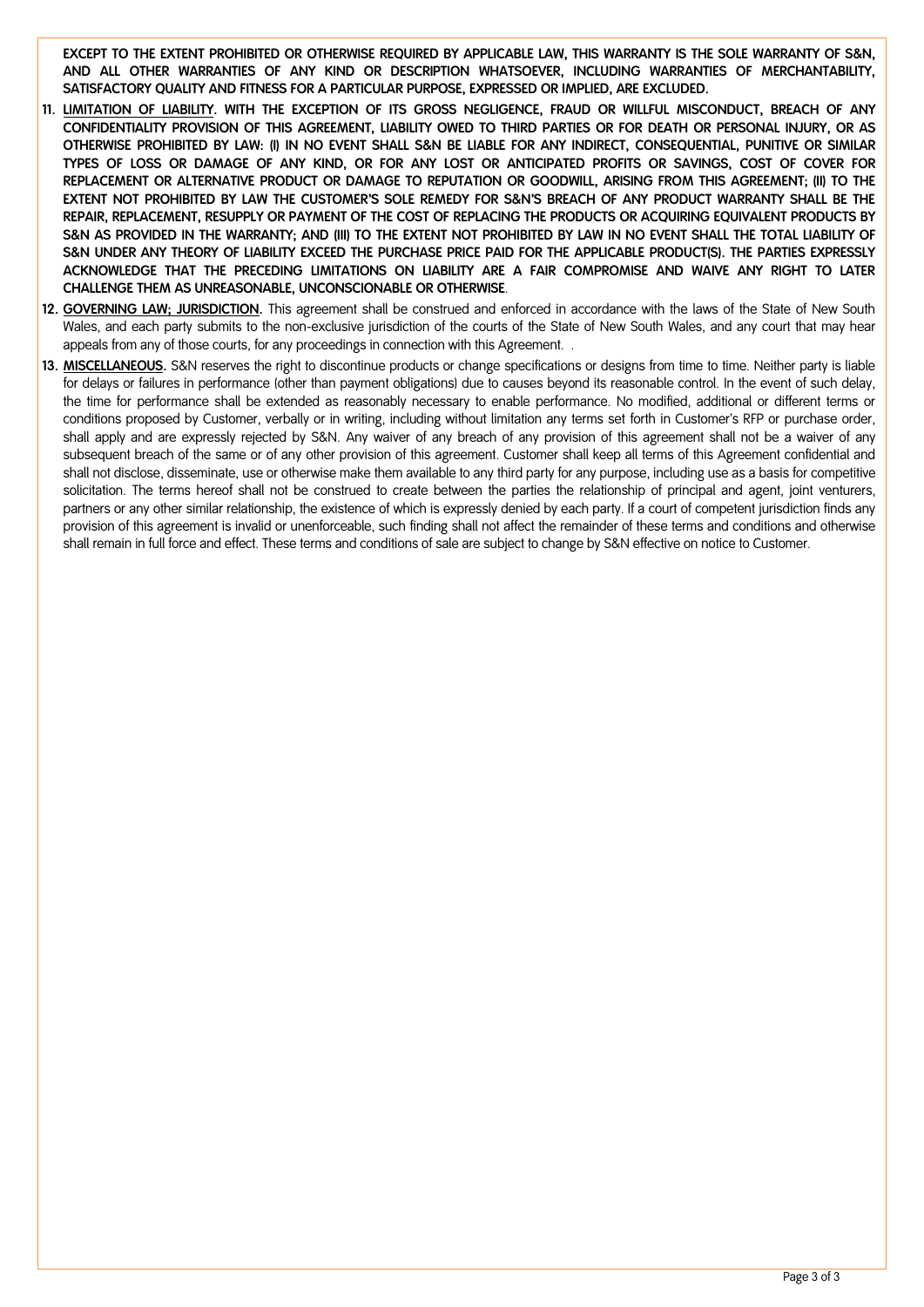**EXCEPT TO THE EXTENT PROHIBITED OR OTHERWISE REQUIRED BY APPLICABLE LAW, THIS WARRANTY IS THE SOLE WARRANTY OF S&N, AND ALL OTHER WARRANTIES OF ANY KIND OR DESCRIPTION WHATSOEVER, INCLUDING WARRANTIES OF MERCHANTABILITY, SATISFACTORY QUALITY AND FITNESS FOR A PARTICULAR PURPOSE, EXPRESSED OR IMPLIED, ARE EXCLUDED.**

11. **LIMITATION OF LIABILITY. WITH THE EXCEPTION OF ITS GROSS NEGLIGENCE, FRAUD OR WILLFUL MISCONDUCT, BREACH OF ANY CONFIDENTIALITY PROVISION OF THIS AGREEMENT, LIABILITY OWED TO THIRD PARTIES OR FOR DEATH OR PERSONAL INJURY, OR AS OTHERWISE PROHIBITED BY LAW: (I) IN NO EVENT SHALL S&N BE LIABLE FOR ANY INDIRECT, CONSEQUENTIAL, PUNITIVE OR SIMILAR TYPES OF LOSS OR DAMAGE OF ANY KIND, OR FOR ANY LOST OR ANTICIPATED PROFITS OR SAVINGS, COST OF COVER FOR REPLACEMENT OR ALTERNATIVE PRODUCT OR DAMAGE TO REPUTATION OR GOODWILL, ARISING FROM THIS AGREEMENT; (II) TO THE EXTENT NOT PROHIBITED BY LAW THE CUSTOMER'S SOLE REMEDY FOR S&N'S BREACH OF ANY PRODUCT WARRANTY SHALL BE THE REPAIR, REPLACEMENT, RESUPPLY OR PAYMENT OF THE COST OF REPLACING THE PRODUCTS OR ACQUIRING EQUIVALENT PRODUCTS BY S&N AS PROVIDED IN THE WARRANTY; AND (III) TO THE EXTENT NOT PROHIBITED BY LAW IN NO EVENT SHALL THE TOTAL LIABILITY OF S&N UNDER ANY THEORY OF LIABILITY EXCEED THE PURCHASE PRICE PAID FOR THE APPLICABLE PRODUCT(S). THE PARTIES EXPRESSLY ACKNOWLEDGE THAT THE PRECEDING LIMITATIONS ON LIABILITY ARE A FAIR COMPROMISE AND WAIVE ANY RIGHT TO LATER CHALLENGE THEM AS UNREASONABLE, UNCONSCIONABLE OR OTHERWISE.**

12. **GOVERNING LAW; JURISDICTION.** This agreement shall be construed and enforced in accordance with the laws of the State of New South Wales, and each party submits to the non-exclusive jurisdiction of the courts of the State of New South Wales, and any court that may hear appeals from any of those courts, for any proceedings in connection with this Agreement. .

13. **MISCELLANEOUS.** S&N reserves the right to discontinue products or change specifications or designs from time to time. Neither party is liable for delays or failures in performance (other than payment obligations) due to causes beyond its reasonable control. In the event of such delay, the time for performance shall be extended as reasonably necessary to enable performance. No modified, additional or different terms or conditions proposed by Customer, verbally or in writing, including without limitation any terms set forth in Customer's RFP or purchase order, shall apply and are expressly rejected by S&N. Any waiver of any breach of any provision of this agreement shall not be a waiver of any subsequent breach of the same or of any other provision of this agreement. Customer shall keep all terms of this Agreement confidential and shall not disclose, disseminate, use or otherwise make them available to any third party for any purpose, including use as a basis for competitive solicitation. The terms hereof shall not be construed to create between the parties the relationship of principal and agent, joint venturers, partners or any other similar relationship, the existence of which is expressly denied by each party. If a court of competent jurisdiction finds any provision of this agreement is invalid or unenforceable, such finding shall not affect the remainder of these terms and conditions and otherwise shall remain in full force and effect. These terms and conditions of sale are subject to change by S&N effective on notice to Customer.